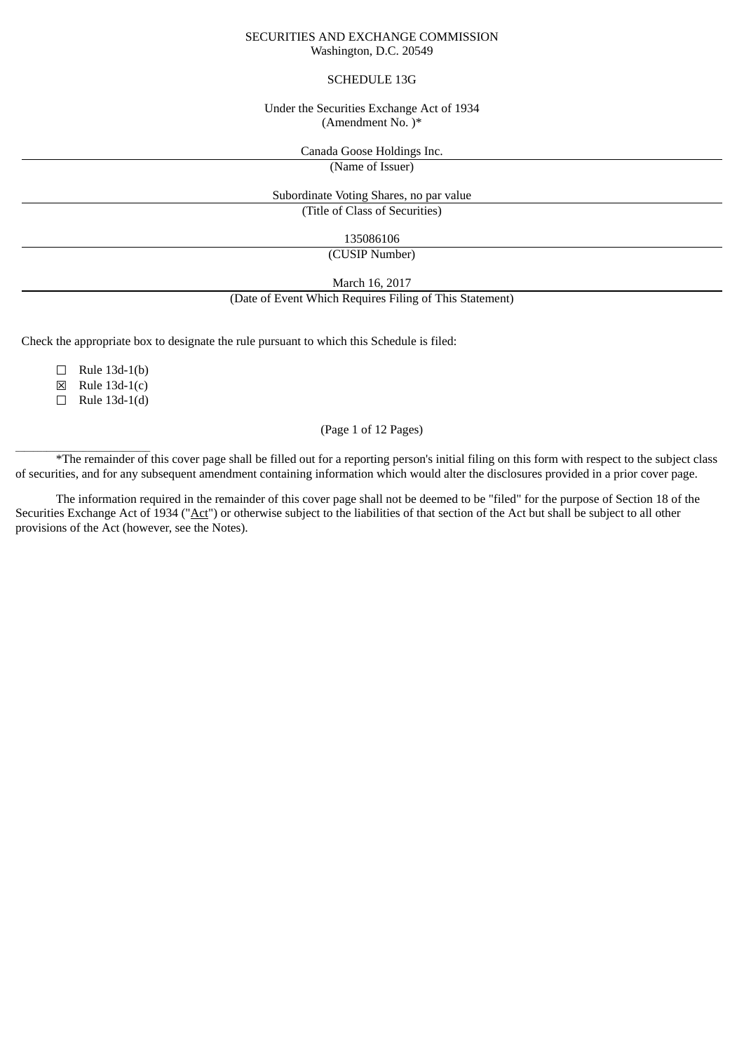SECURITIES AND EXCHANGE COMMISSION
Washington, D.C. 20549

SCHEDULE 13G

Under the Securities Exchange Act of 1934
(Amendment No. )*

Canada Goose Holdings Inc.

(Name of Issuer)

Subordinate Voting Shares, no par value

(Title of Class of Securities)

135086106

(CUSIP Number)

March 16, 2017

(Date of Event Which Requires Filing of This Statement)

Check the appropriate box to designate the rule pursuant to which this Schedule is filed:

☐ Rule 13d-1(b)
☒ Rule 13d-1(c)
☐ Rule 13d-1(d)

(Page 1 of 12 Pages)

______________________

*The remainder of this cover page shall be filled out for a reporting person's initial filing on this form with respect to the subject class of securities, and for any subsequent amendment containing information which would alter the disclosures provided in a prior cover page.

The information required in the remainder of this cover page shall not be deemed to be "filed" for the purpose of Section 18 of the Securities Exchange Act of 1934 ("Act") or otherwise subject to the liabilities of that section of the Act but shall be subject to all other provisions of the Act (however, see the Notes).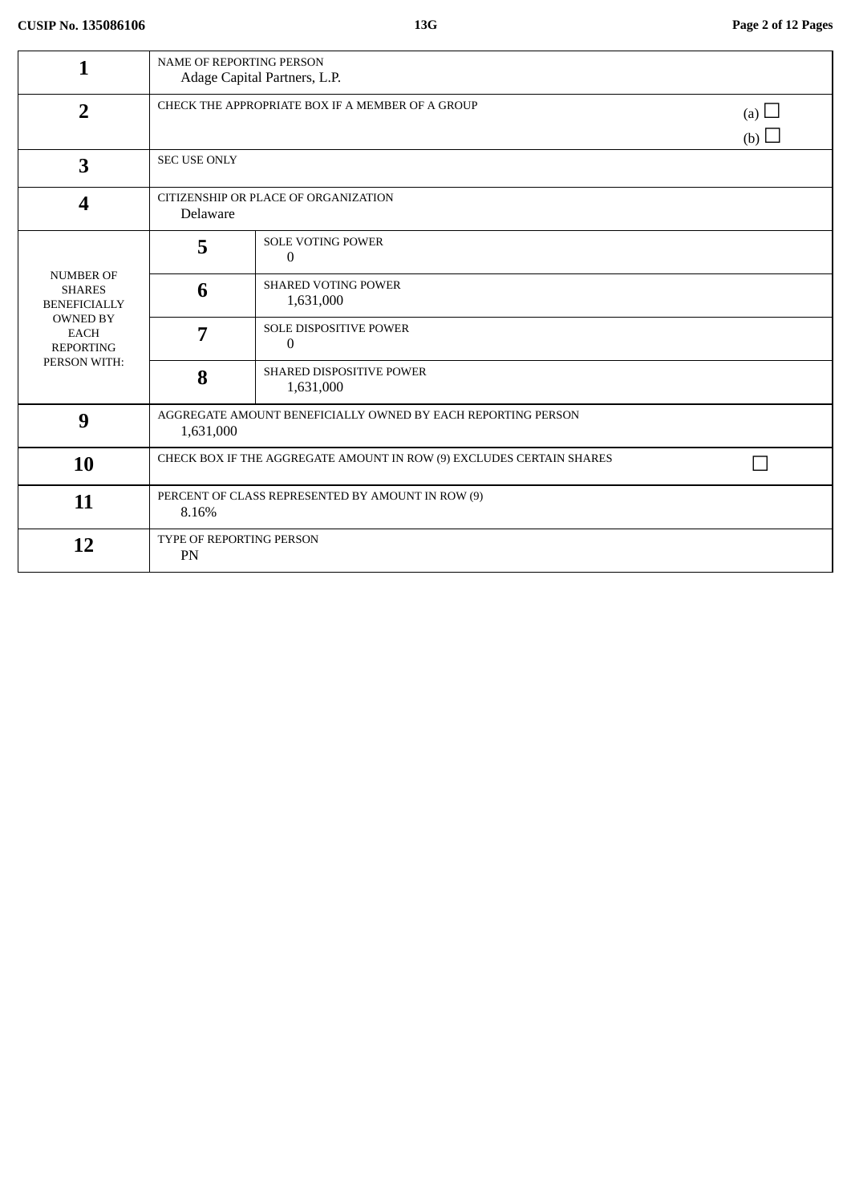CUSIP No. 135086106 | 13G

| | | | |
|---|---|---|---|
| 1 | NAME OF REPORTING PERSON<br>Adage Capital Partners, L.P. | | |
| 2 | CHECK THE APPROPRIATE BOX IF A MEMBER OF A GROUP | | (a) ☐<br>(b) ☐ |
| 3 | SEC USE ONLY | | |
| 4 | CITIZENSHIP OR PLACE OF ORGANIZATION<br>Delaware | | |
| NUMBER OF SHARES BENEFICIALLY OWNED BY EACH REPORTING PERSON WITH: | 5 | SOLE VOTING POWER<br>0 | |
| | 6 | SHARED VOTING POWER<br>1,631,000 | |
| | 7 | SOLE DISPOSITIVE POWER<br>0 | |
| | 8 | SHARED DISPOSITIVE POWER<br>1,631,000 | |
| 9 | AGGREGATE AMOUNT BENEFICIALLY OWNED BY EACH REPORTING PERSON<br>1,631,000 | | |
| 10 | CHECK BOX IF THE AGGREGATE AMOUNT IN ROW (9) EXCLUDES CERTAIN SHARES | | ☐ |
| 11 | PERCENT OF CLASS REPRESENTED BY AMOUNT IN ROW (9)<br>8.16% | | |
| 12 | TYPE OF REPORTING PERSON<br>PN | | |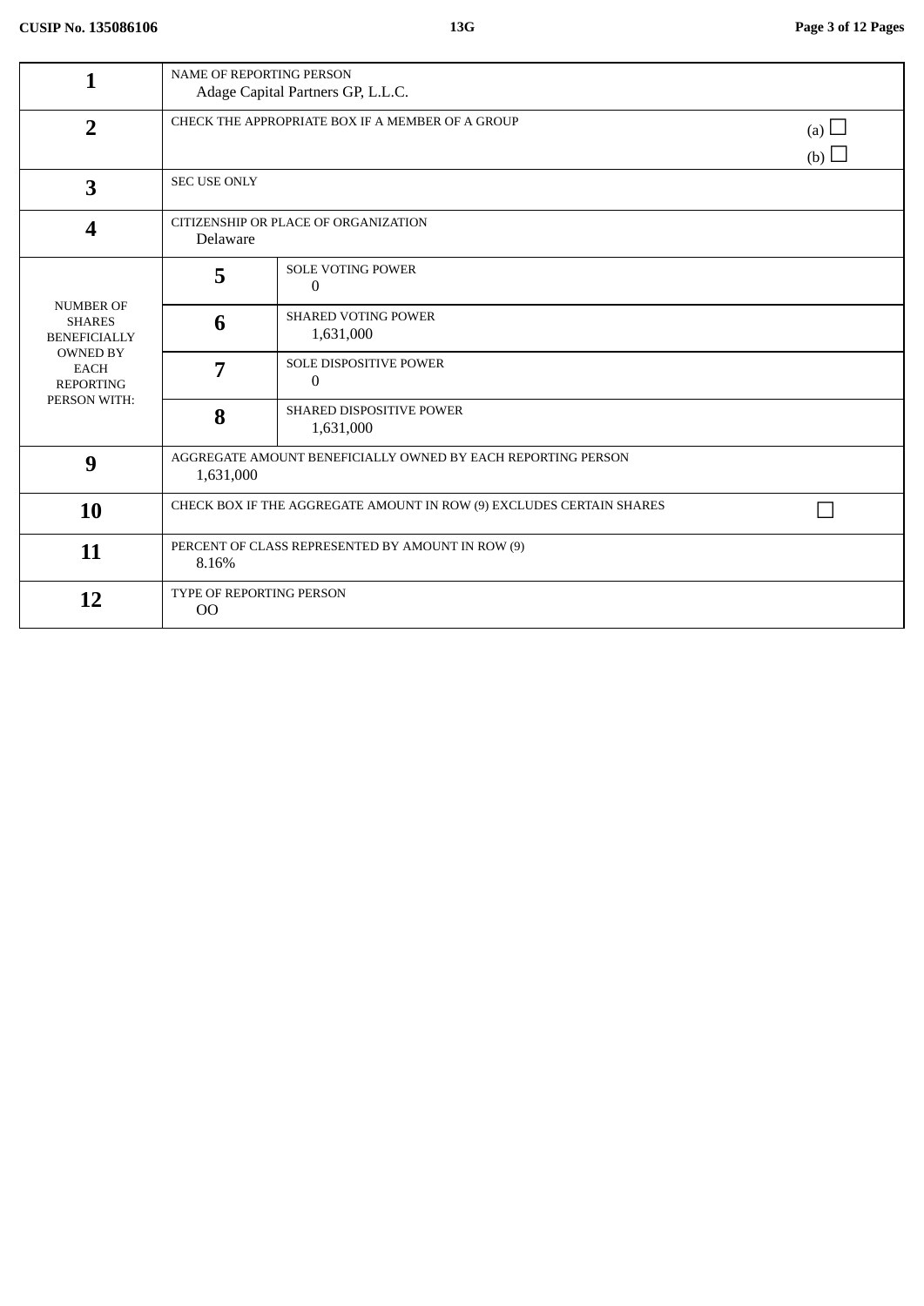| | | | |
|---|---|---|---|
| 1 | NAME OF REPORTING PERSON<br>Adage Capital Partners GP, L.L.C. | | |
| 2 | CHECK THE APPROPRIATE BOX IF A MEMBER OF A GROUP | | (a) ☐<br>(b) ☐ |
| 3 | SEC USE ONLY | | |
| 4 | CITIZENSHIP OR PLACE OF ORGANIZATION<br>Delaware | | |
| NUMBER OF SHARES BENEFICIALLY OWNED BY EACH REPORTING PERSON WITH: | 5 | SOLE VOTING POWER<br>0 | |
| | 6 | SHARED VOTING POWER<br>1,631,000 | |
| | 7 | SOLE DISPOSITIVE POWER<br>0 | |
| | 8 | SHARED DISPOSITIVE POWER<br>1,631,000 | |
| 9 | AGGREGATE AMOUNT BENEFICIALLY OWNED BY EACH REPORTING PERSON<br>1,631,000 | | |
| 10 | CHECK BOX IF THE AGGREGATE AMOUNT IN ROW (9) EXCLUDES CERTAIN SHARES | | ☐ |
| 11 | PERCENT OF CLASS REPRESENTED BY AMOUNT IN ROW (9)<br>8.16% | | |
| 12 | TYPE OF REPORTING PERSON<br>OO | | |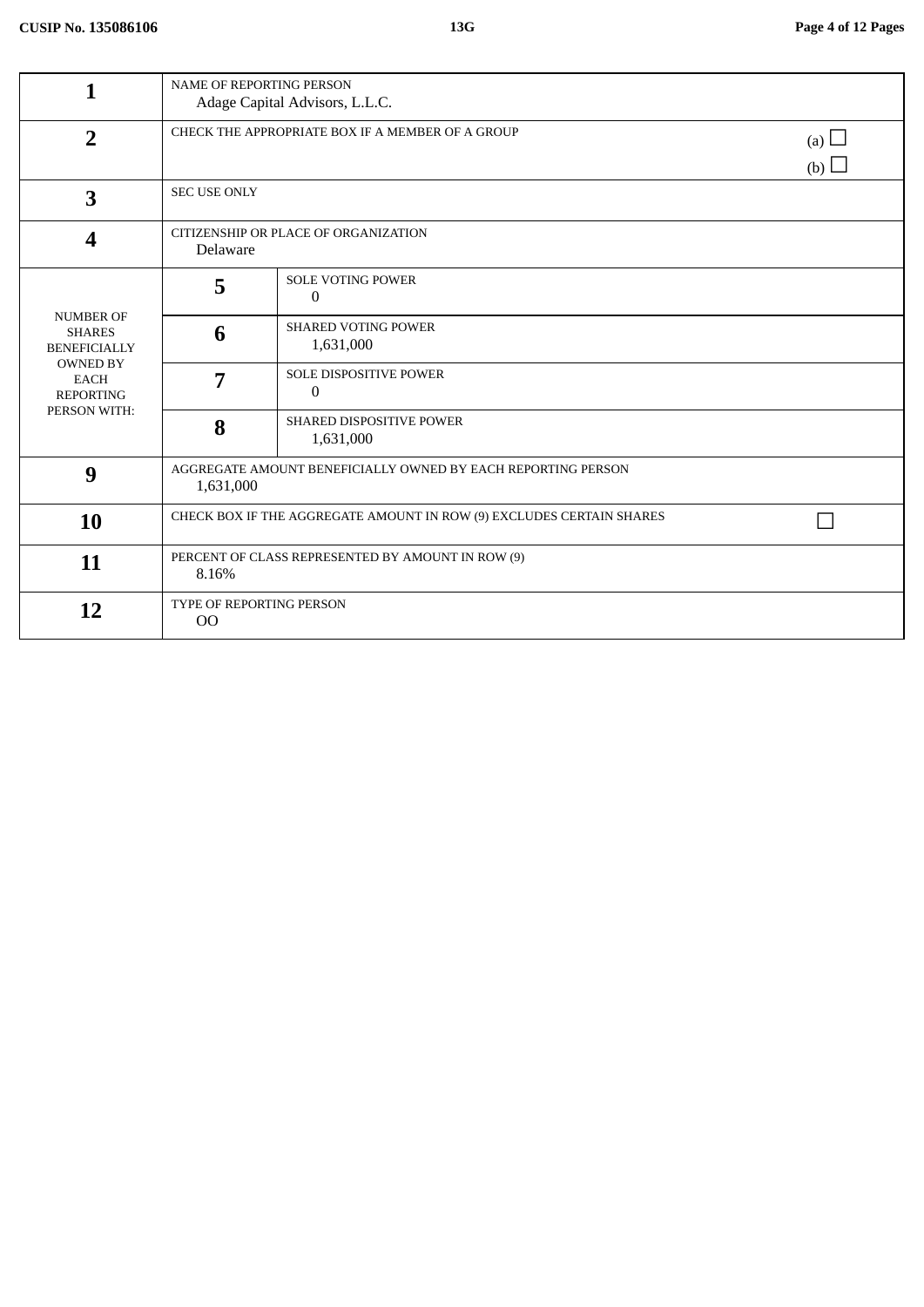| | | | |
|---|---|---|---|
| 1 | NAME OF REPORTING PERSON<br>Adage Capital Advisors, L.L.C. | | |
| 2 | CHECK THE APPROPRIATE BOX IF A MEMBER OF A GROUP | | (a) ☐<br>(b) ☐ |
| 3 | SEC USE ONLY | | |
| 4 | CITIZENSHIP OR PLACE OF ORGANIZATION<br>Delaware | | |
| NUMBER OF SHARES BENEFICIALLY OWNED BY EACH REPORTING PERSON WITH: | 5 | SOLE VOTING POWER<br>0 | |
| | 6 | SHARED VOTING POWER<br>1,631,000 | |
| | 7 | SOLE DISPOSITIVE POWER<br>0 | |
| | 8 | SHARED DISPOSITIVE POWER<br>1,631,000 | |
| 9 | AGGREGATE AMOUNT BENEFICIALLY OWNED BY EACH REPORTING PERSON<br>1,631,000 | | |
| 10 | CHECK BOX IF THE AGGREGATE AMOUNT IN ROW (9) EXCLUDES CERTAIN SHARES | | ☐ |
| 11 | PERCENT OF CLASS REPRESENTED BY AMOUNT IN ROW (9)<br>8.16% | | |
| 12 | TYPE OF REPORTING PERSON<br>OO | | |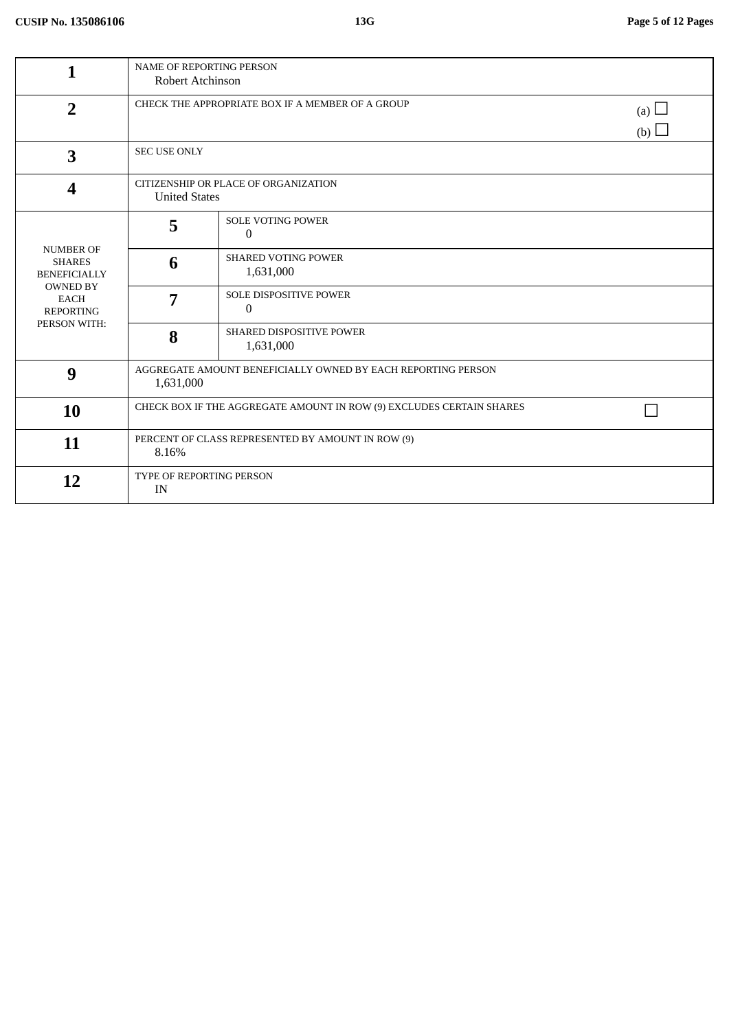| | | | |
|---|---|---|---|
| **1** | NAME OF REPORTING PERSON<br>Robert Atchinson | | |
| **2** | CHECK THE APPROPRIATE BOX IF A MEMBER OF A GROUP | | (a) ☐<br>(b) ☐ |
| **3** | SEC USE ONLY | | |
| **4** | CITIZENSHIP OR PLACE OF ORGANIZATION<br>United States | | |
| NUMBER OF SHARES BENEFICIALLY OWNED BY EACH REPORTING PERSON WITH: | **5** | SOLE VOTING POWER<br>0 | |
| | **6** | SHARED VOTING POWER<br>1,631,000 | |
| | **7** | SOLE DISPOSITIVE POWER<br>0 | |
| | **8** | SHARED DISPOSITIVE POWER<br>1,631,000 | |
| **9** | AGGREGATE AMOUNT BENEFICIALLY OWNED BY EACH REPORTING PERSON<br>1,631,000 | | |
| **10** | CHECK BOX IF THE AGGREGATE AMOUNT IN ROW (9) EXCLUDES CERTAIN SHARES | | ☐ |
| **11** | PERCENT OF CLASS REPRESENTED BY AMOUNT IN ROW (9)<br>8.16% | | |
| **12** | TYPE OF REPORTING PERSON<br>IN | | |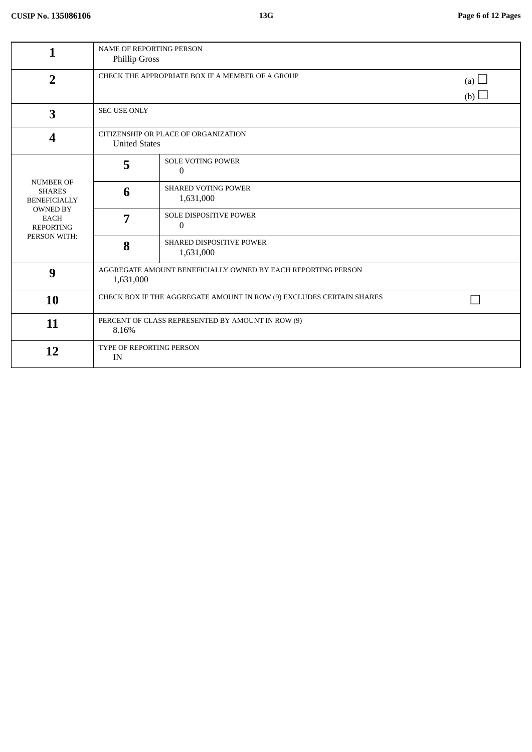| | | | |
|---|---|---|---|
| **1** | NAME OF REPORTING PERSON<br>Phillip Gross | | |
| **2** | CHECK THE APPROPRIATE BOX IF A MEMBER OF A GROUP | | (a) ☐<br>(b) ☐ |
| **3** | SEC USE ONLY | | |
| **4** | CITIZENSHIP OR PLACE OF ORGANIZATION<br>United States | | |
| NUMBER OF SHARES BENEFICIALLY OWNED BY EACH REPORTING PERSON WITH: | **5** | SOLE VOTING POWER<br>0 | |
| | **6** | SHARED VOTING POWER<br>1,631,000 | |
| | **7** | SOLE DISPOSITIVE POWER<br>0 | |
| | **8** | SHARED DISPOSITIVE POWER<br>1,631,000 | |
| **9** | AGGREGATE AMOUNT BENEFICIALLY OWNED BY EACH REPORTING PERSON<br>1,631,000 | | |
| **10** | CHECK BOX IF THE AGGREGATE AMOUNT IN ROW (9) EXCLUDES CERTAIN SHARES | | ☐ |
| **11** | PERCENT OF CLASS REPRESENTED BY AMOUNT IN ROW (9)<br>8.16% | | |
| **12** | TYPE OF REPORTING PERSON<br>IN | | |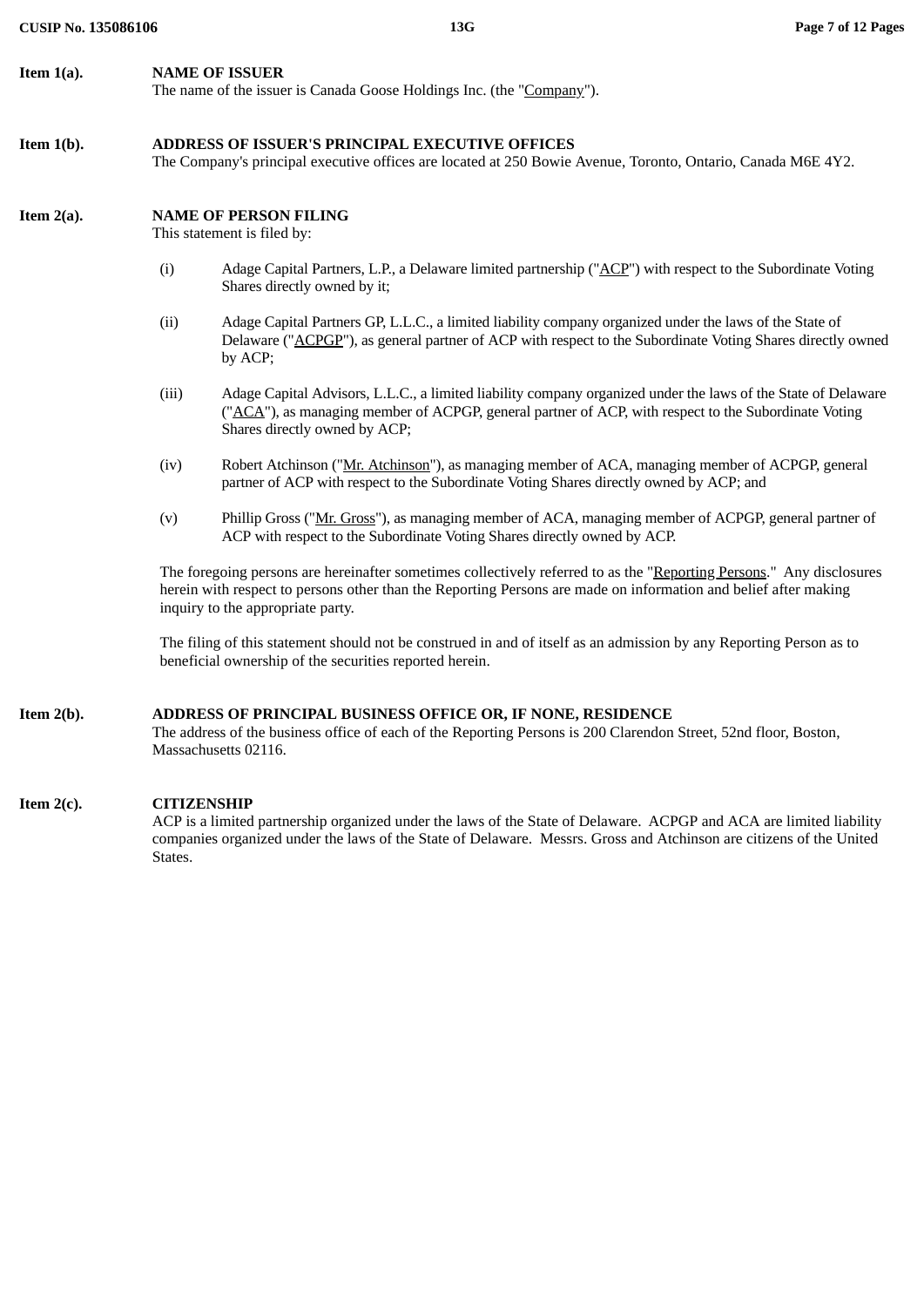**Item 1(a).** **NAME OF ISSUER**
The name of the issuer is Canada Goose Holdings Inc. (the "Company").

**Item 1(b).** **ADDRESS OF ISSUER'S PRINCIPAL EXECUTIVE OFFICES**
The Company's principal executive offices are located at 250 Bowie Avenue, Toronto, Ontario, Canada M6E 4Y2.

**Item 2(a).** **NAME OF PERSON FILING**
This statement is filed by:

(i) Adage Capital Partners, L.P., a Delaware limited partnership ("ACP") with respect to the Subordinate Voting Shares directly owned by it;

(ii) Adage Capital Partners GP, L.L.C., a limited liability company organized under the laws of the State of Delaware ("ACPGP"), as general partner of ACP with respect to the Subordinate Voting Shares directly owned by ACP;

(iii) Adage Capital Advisors, L.L.C., a limited liability company organized under the laws of the State of Delaware ("ACA"), as managing member of ACPGP, general partner of ACP, with respect to the Subordinate Voting Shares directly owned by ACP;

(iv) Robert Atchinson ("Mr. Atchinson"), as managing member of ACA, managing member of ACPGP, general partner of ACP with respect to the Subordinate Voting Shares directly owned by ACP; and

(v) Phillip Gross ("Mr. Gross"), as managing member of ACA, managing member of ACPGP, general partner of ACP with respect to the Subordinate Voting Shares directly owned by ACP.

The foregoing persons are hereinafter sometimes collectively referred to as the "Reporting Persons." Any disclosures herein with respect to persons other than the Reporting Persons are made on information and belief after making inquiry to the appropriate party.

The filing of this statement should not be construed in and of itself as an admission by any Reporting Person as to beneficial ownership of the securities reported herein.

**Item 2(b).** **ADDRESS OF PRINCIPAL BUSINESS OFFICE OR, IF NONE, RESIDENCE**
The address of the business office of each of the Reporting Persons is 200 Clarendon Street, 52nd floor, Boston, Massachusetts 02116.

**Item 2(c).** **CITIZENSHIP**
ACP is a limited partnership organized under the laws of the State of Delaware. ACPGP and ACA are limited liability companies organized under the laws of the State of Delaware. Messrs. Gross and Atchinson are citizens of the United States.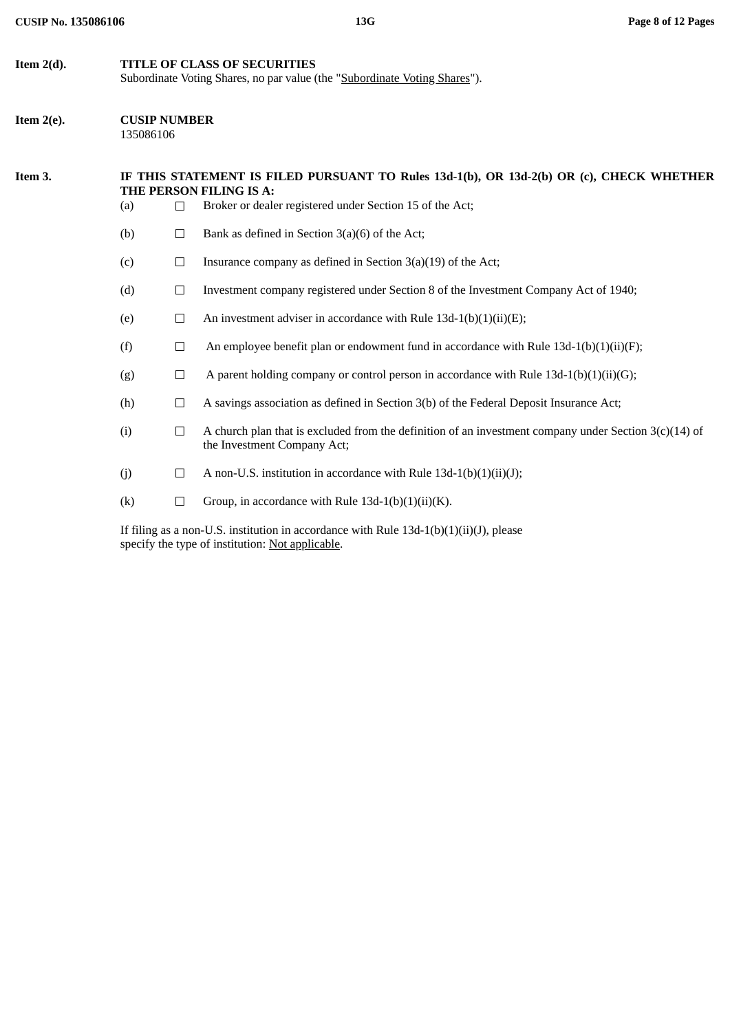**Item 2(d). TITLE OF CLASS OF SECURITIES**

Subordinate Voting Shares, no par value (the "Subordinate Voting Shares").

**Item 2(e). CUSIP NUMBER**

135086106

**Item 3. IF THIS STATEMENT IS FILED PURSUANT TO Rules 13d-1(b), OR 13d-2(b) OR (c), CHECK WHETHER THE PERSON FILING IS A:**

(a) ☐ Broker or dealer registered under Section 15 of the Act;

(b) ☐ Bank as defined in Section 3(a)(6) of the Act;

(c) ☐ Insurance company as defined in Section 3(a)(19) of the Act;

(d) ☐ Investment company registered under Section 8 of the Investment Company Act of 1940;

(e) ☐ An investment adviser in accordance with Rule 13d-1(b)(1)(ii)(E);

(f) ☐ An employee benefit plan or endowment fund in accordance with Rule 13d-1(b)(1)(ii)(F);

(g) ☐ A parent holding company or control person in accordance with Rule 13d-1(b)(1)(ii)(G);

(h) ☐ A savings association as defined in Section 3(b) of the Federal Deposit Insurance Act;

(i) ☐ A church plan that is excluded from the definition of an investment company under Section 3(c)(14) of the Investment Company Act;

(j) ☐ A non-U.S. institution in accordance with Rule 13d-1(b)(1)(ii)(J);

(k) ☐ Group, in accordance with Rule 13d-1(b)(1)(ii)(K).

If filing as a non-U.S. institution in accordance with Rule 13d-1(b)(1)(ii)(J), please specify the type of institution: Not applicable.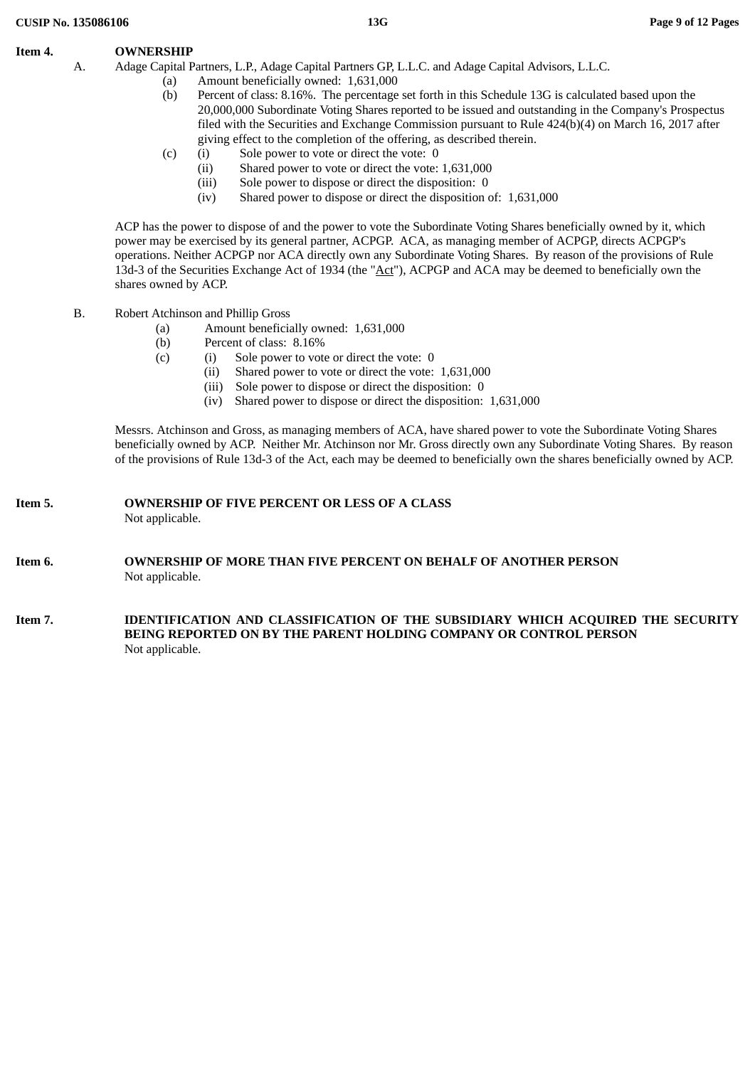**Item 4. OWNERSHIP**

A. Adage Capital Partners, L.P., Adage Capital Partners GP, L.L.C. and Adage Capital Advisors, L.L.C.

(a) Amount beneficially owned: 1,631,000

(b) Percent of class: 8.16%. The percentage set forth in this Schedule 13G is calculated based upon the 20,000,000 Subordinate Voting Shares reported to be issued and outstanding in the Company's Prospectus filed with the Securities and Exchange Commission pursuant to Rule 424(b)(4) on March 16, 2017 after giving effect to the completion of the offering, as described therein.

(c) (i) Sole power to vote or direct the vote: 0

(ii) Shared power to vote or direct the vote: 1,631,000

(iii) Sole power to dispose or direct the disposition: 0

(iv) Shared power to dispose or direct the disposition of: 1,631,000

ACP has the power to dispose of and the power to vote the Subordinate Voting Shares beneficially owned by it, which power may be exercised by its general partner, ACPGP. ACA, as managing member of ACPGP, directs ACPGP's operations. Neither ACPGP nor ACA directly own any Subordinate Voting Shares. By reason of the provisions of Rule 13d-3 of the Securities Exchange Act of 1934 (the "Act"), ACPGP and ACA may be deemed to beneficially own the shares owned by ACP.

B. Robert Atchinson and Phillip Gross

(a) Amount beneficially owned: 1,631,000

(b) Percent of class: 8.16%

(c) (i) Sole power to vote or direct the vote: 0

(ii) Shared power to vote or direct the vote: 1,631,000

(iii) Sole power to dispose or direct the disposition: 0

(iv) Shared power to dispose or direct the disposition: 1,631,000

Messrs. Atchinson and Gross, as managing members of ACA, have shared power to vote the Subordinate Voting Shares beneficially owned by ACP. Neither Mr. Atchinson nor Mr. Gross directly own any Subordinate Voting Shares. By reason of the provisions of Rule 13d-3 of the Act, each may be deemed to beneficially own the shares beneficially owned by ACP.

**Item 5. OWNERSHIP OF FIVE PERCENT OR LESS OF A CLASS**

Not applicable.

**Item 6. OWNERSHIP OF MORE THAN FIVE PERCENT ON BEHALF OF ANOTHER PERSON**

Not applicable.

**Item 7. IDENTIFICATION AND CLASSIFICATION OF THE SUBSIDIARY WHICH ACQUIRED THE SECURITY BEING REPORTED ON BY THE PARENT HOLDING COMPANY OR CONTROL PERSON**

Not applicable.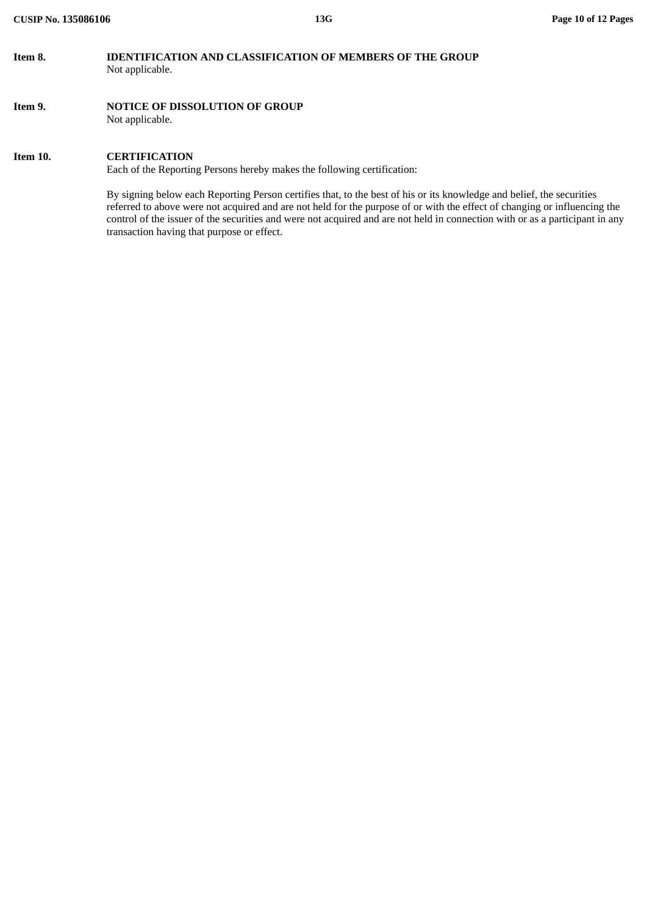**Item 8. IDENTIFICATION AND CLASSIFICATION OF MEMBERS OF THE GROUP**

Not applicable.

**Item 9. NOTICE OF DISSOLUTION OF GROUP**

Not applicable.

**Item 10. CERTIFICATION**

Each of the Reporting Persons hereby makes the following certification:

By signing below each Reporting Person certifies that, to the best of his or its knowledge and belief, the securities referred to above were not acquired and are not held for the purpose of or with the effect of changing or influencing the control of the issuer of the securities and were not acquired and are not held in connection with or as a participant in any transaction having that purpose or effect.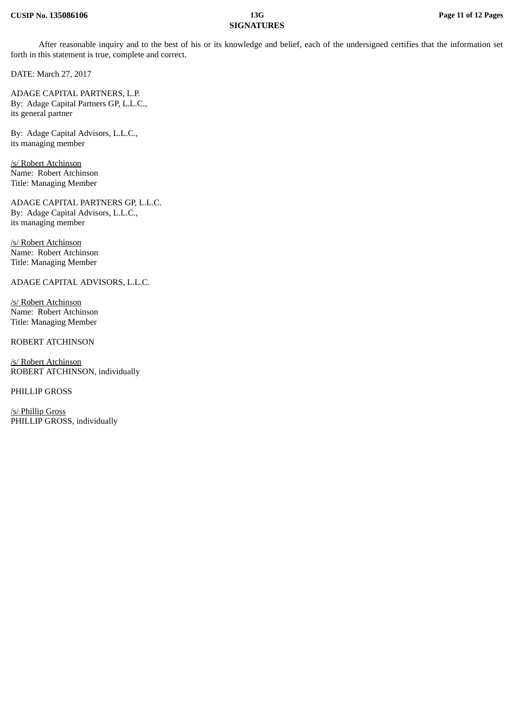## SIGNATURES

After reasonable inquiry and to the best of his or its knowledge and belief, each of the undersigned certifies that the information set forth in this statement is true, complete and correct.

DATE: March 27, 2017

ADAGE CAPITAL PARTNERS, L.P.
By: Adage Capital Partners GP, L.L.C.,
its general partner

By: Adage Capital Advisors, L.L.C.,
its managing member

/s/ Robert Atchinson
Name: Robert Atchinson
Title: Managing Member

ADAGE CAPITAL PARTNERS GP, L.L.C.
By: Adage Capital Advisors, L.L.C.,
its managing member

/s/ Robert Atchinson
Name: Robert Atchinson
Title: Managing Member

ADAGE CAPITAL ADVISORS, L.L.C.

/s/ Robert Atchinson
Name: Robert Atchinson
Title: Managing Member

ROBERT ATCHINSON

/s/ Robert Atchinson
ROBERT ATCHINSON, individually

PHILLIP GROSS

/s/ Phillip Gross
PHILLIP GROSS, individually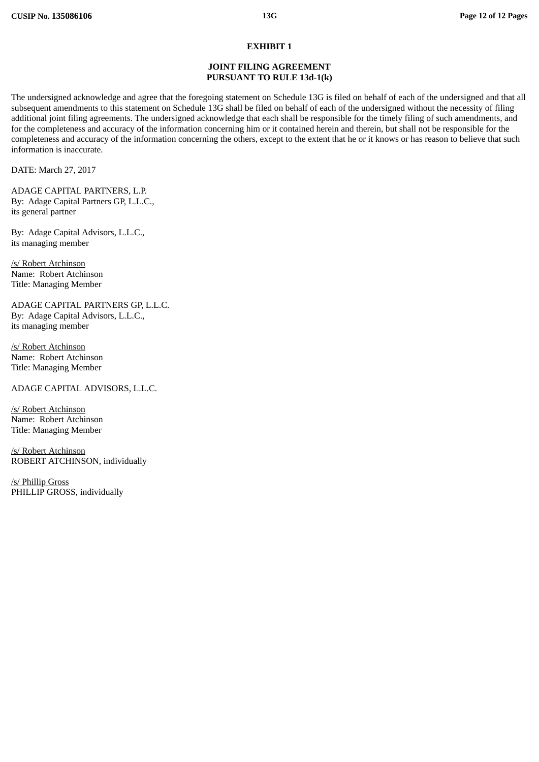## EXHIBIT 1

### JOINT FILING AGREEMENT PURSUANT TO RULE 13d-1(k)

The undersigned acknowledge and agree that the foregoing statement on Schedule 13G is filed on behalf of each of the undersigned and that all subsequent amendments to this statement on Schedule 13G shall be filed on behalf of each of the undersigned without the necessity of filing additional joint filing agreements. The undersigned acknowledge that each shall be responsible for the timely filing of such amendments, and for the completeness and accuracy of the information concerning him or it contained herein and therein, but shall not be responsible for the completeness and accuracy of the information concerning the others, except to the extent that he or it knows or has reason to believe that such information is inaccurate.

DATE: March 27, 2017

ADAGE CAPITAL PARTNERS, L.P.
By: Adage Capital Partners GP, L.L.C.,
its general partner

By: Adage Capital Advisors, L.L.C.,
its managing member

/s/ Robert Atchinson
Name: Robert Atchinson
Title: Managing Member

ADAGE CAPITAL PARTNERS GP, L.L.C.
By: Adage Capital Advisors, L.L.C.,
its managing member

/s/ Robert Atchinson
Name: Robert Atchinson
Title: Managing Member

ADAGE CAPITAL ADVISORS, L.L.C.

/s/ Robert Atchinson
Name: Robert Atchinson
Title: Managing Member

/s/ Robert Atchinson
ROBERT ATCHINSON, individually

/s/ Phillip Gross
PHILLIP GROSS, individually